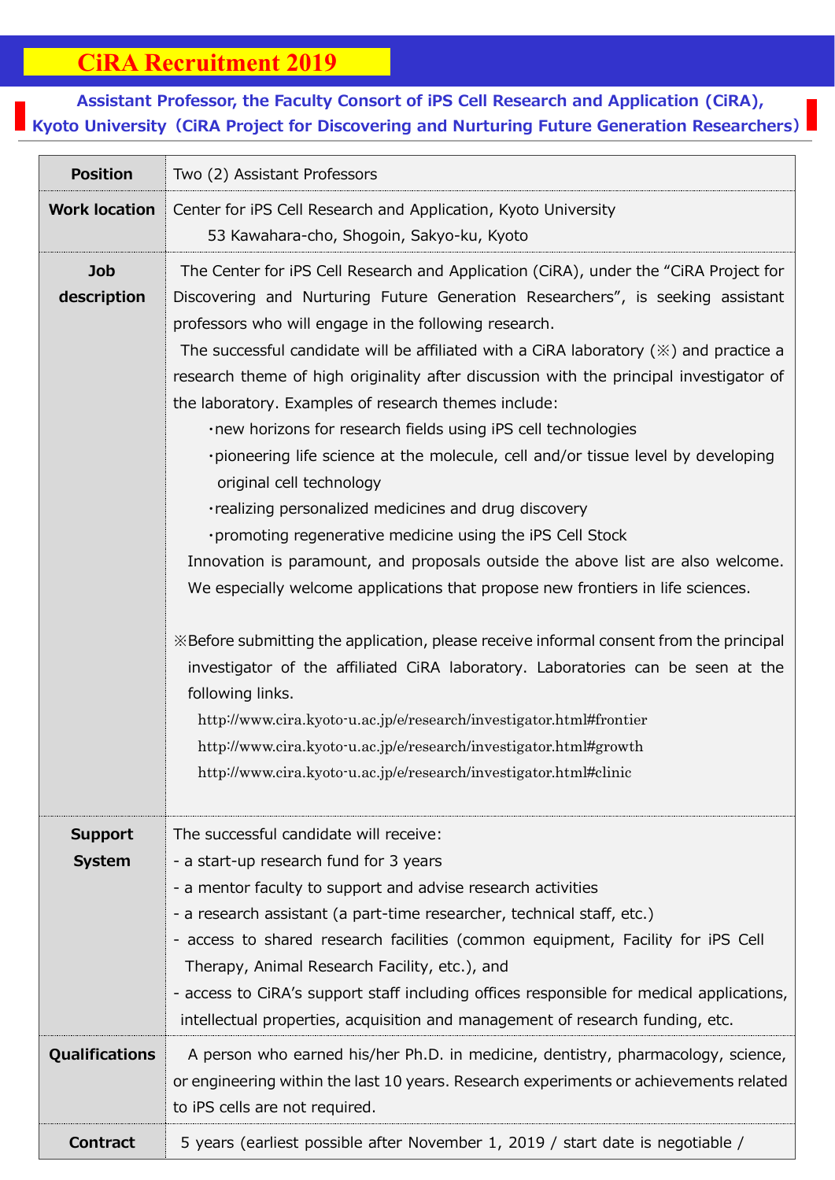# CiRA Recruitment 2019

## Assistant Professor, the Faculty Consort of iPS Cell Research and Application (CiRA), Kyoto University（CiRA Project for Discovering and Nurturing Future Generation Researchers）

| | |
|---|---|
| **Position** | Two (2) Assistant Professors |
| **Work location** | Center for iPS Cell Research and Application, Kyoto University<br>53 Kawahara-cho, Shogoin, Sakyo-ku, Kyoto |
| **Job description** | The Center for iPS Cell Research and Application (CiRA), under the "CiRA Project for Discovering and Nurturing Future Generation Researchers", is seeking assistant professors who will engage in the following research.<br>The successful candidate will be affiliated with a CiRA laboratory (※) and practice a research theme of high originality after discussion with the principal investigator of the laboratory. Examples of research themes include:<br>・new horizons for research fields using iPS cell technologies<br>・pioneering life science at the molecule, cell and/or tissue level by developing original cell technology<br>・realizing personalized medicines and drug discovery<br>・promoting regenerative medicine using the iPS Cell Stock<br>Innovation is paramount, and proposals outside the above list are also welcome. We especially welcome applications that propose new frontiers in life sciences.<br><br>※Before submitting the application, please receive informal consent from the principal investigator of the affiliated CiRA laboratory. Laboratories can be seen at the following links.<br>http://www.cira.kyoto-u.ac.jp/e/research/investigator.html#frontier<br>http://www.cira.kyoto-u.ac.jp/e/research/investigator.html#growth<br>http://www.cira.kyoto-u.ac.jp/e/research/investigator.html#clinic |
| **Support System** | The successful candidate will receive:<br>- a start-up research fund for 3 years<br>- a mentor faculty to support and advise research activities<br>- a research assistant (a part-time researcher, technical staff, etc.)<br>- access to shared research facilities (common equipment, Facility for iPS Cell Therapy, Animal Research Facility, etc.), and<br>- access to CiRA's support staff including offices responsible for medical applications, intellectual properties, acquisition and management of research funding, etc. |
| **Qualifications** | A person who earned his/her Ph.D. in medicine, dentistry, pharmacology, science, or engineering within the last 10 years. Research experiments or achievements related to iPS cells are not required. |
| **Contract** | 5 years (earliest possible after November 1, 2019 / start date is negotiable / |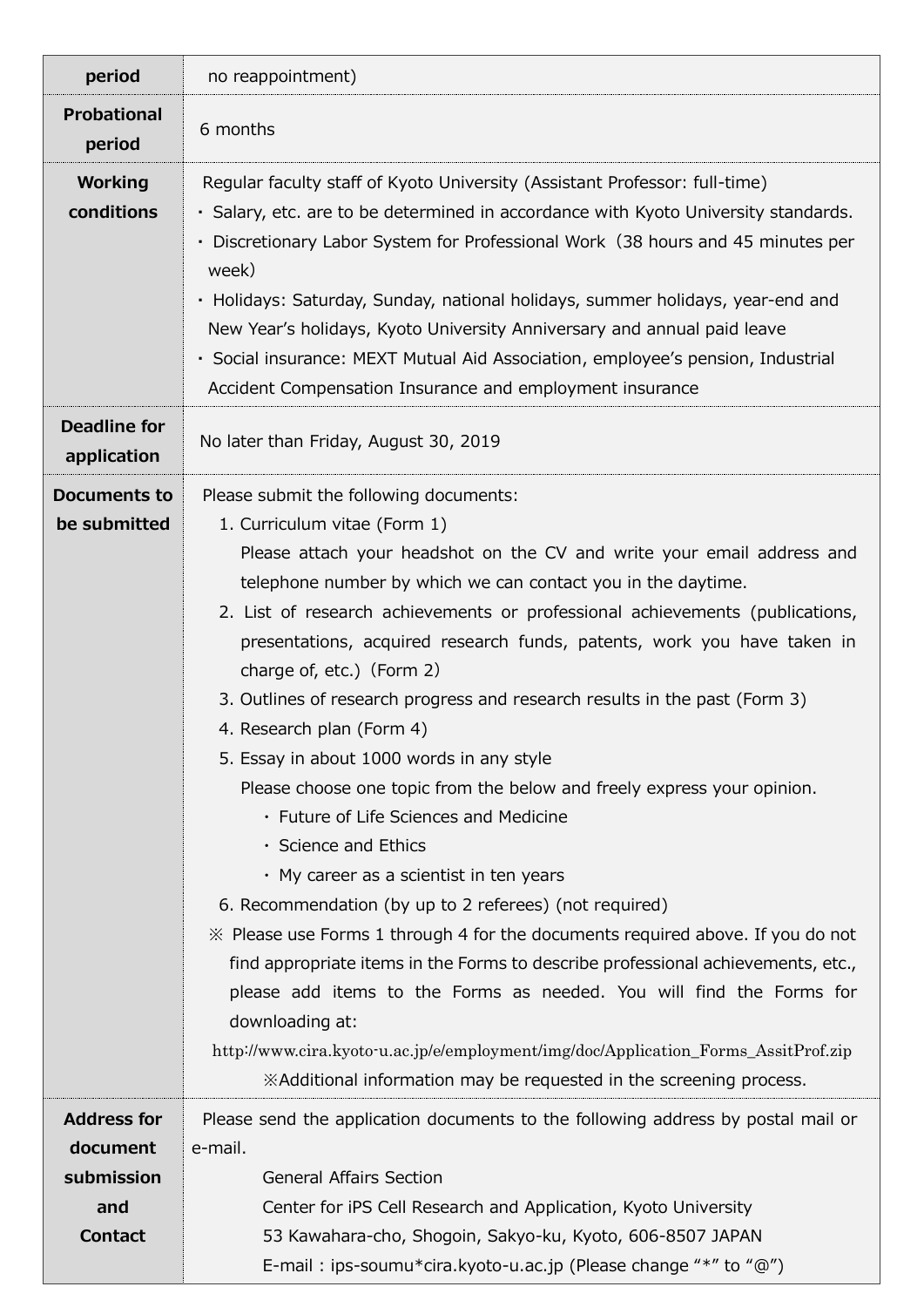| | |
|---|---|
| **period** | no reappointment) |
| **Probational period** | 6 months |
| **Working conditions** | Regular faculty staff of Kyoto University (Assistant Professor: full-time)<br>・ Salary, etc. are to be determined in accordance with Kyoto University standards.<br>・ Discretionary Labor System for Professional Work（38 hours and 45 minutes per week）<br>・ Holidays: Saturday, Sunday, national holidays, summer holidays, year-end and New Year's holidays, Kyoto University Anniversary and annual paid leave<br>・ Social insurance: MEXT Mutual Aid Association, employee's pension, Industrial Accident Compensation Insurance and employment insurance |
| **Deadline for application** | No later than Friday, August 30, 2019 |
| **Documents to be submitted** | Please submit the following documents:<br>1. Curriculum vitae (Form 1)<br>Please attach your headshot on the CV and write your email address and telephone number by which we can contact you in the daytime.<br>2. List of research achievements or professional achievements (publications, presentations, acquired research funds, patents, work you have taken in charge of, etc.)（Form 2）<br>3. Outlines of research progress and research results in the past (Form 3)<br>4. Research plan (Form 4)<br>5. Essay in about 1000 words in any style<br>Please choose one topic from the below and freely express your opinion.<br>・ Future of Life Sciences and Medicine<br>・ Science and Ethics<br>・ My career as a scientist in ten years<br>6. Recommendation (by up to 2 referees) (not required)<br>※ Please use Forms 1 through 4 for the documents required above. If you do not find appropriate items in the Forms to describe professional achievements, etc., please add items to the Forms as needed. You will find the Forms for downloading at:<br>http://www.cira.kyoto-u.ac.jp/e/employment/img/doc/Application_Forms_AssitProf.zip<br>※Additional information may be requested in the screening process. |
| **Address for document submission and Contact** | Please send the application documents to the following address by postal mail or e-mail.<br>General Affairs Section<br>Center for iPS Cell Research and Application, Kyoto University<br>53 Kawahara-cho, Shogoin, Sakyo-ku, Kyoto, 606-8507 JAPAN<br>E-mail : ips-soumu*cira.kyoto-u.ac.jp (Please change "*" to "@") |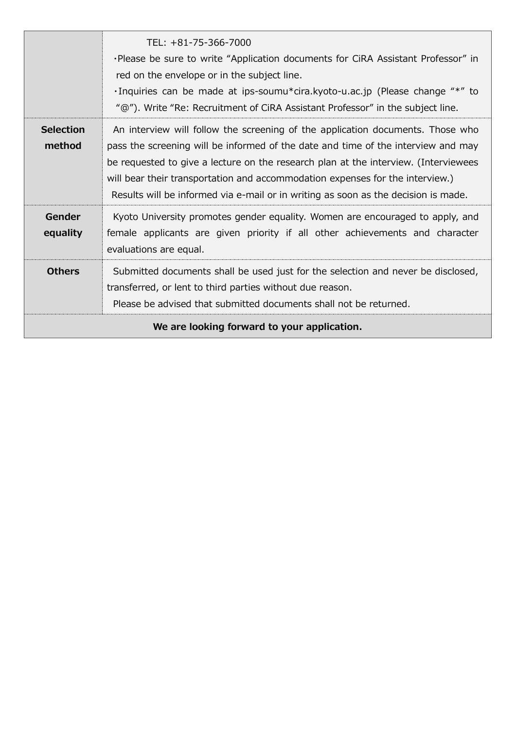| | |
|---|---|
| | TEL: +81-75-366-7000<br>・Please be sure to write "Application documents for CiRA Assistant Professor" in red on the envelope or in the subject line.<br>・Inquiries can be made at ips-soumu*cira.kyoto-u.ac.jp (Please change "*" to "@"). Write "Re: Recruitment of CiRA Assistant Professor" in the subject line. |
| **Selection method** | An interview will follow the screening of the application documents. Those who pass the screening will be informed of the date and time of the interview and may be requested to give a lecture on the research plan at the interview. (Interviewees will bear their transportation and accommodation expenses for the interview.)<br>Results will be informed via e-mail or in writing as soon as the decision is made. |
| **Gender equality** | Kyoto University promotes gender equality. Women are encouraged to apply, and female applicants are given priority if all other achievements and character evaluations are equal. |
| **Others** | Submitted documents shall be used just for the selection and never be disclosed, transferred, or lent to third parties without due reason.<br>Please be advised that submitted documents shall not be returned. |
| **We are looking forward to your application.** | |